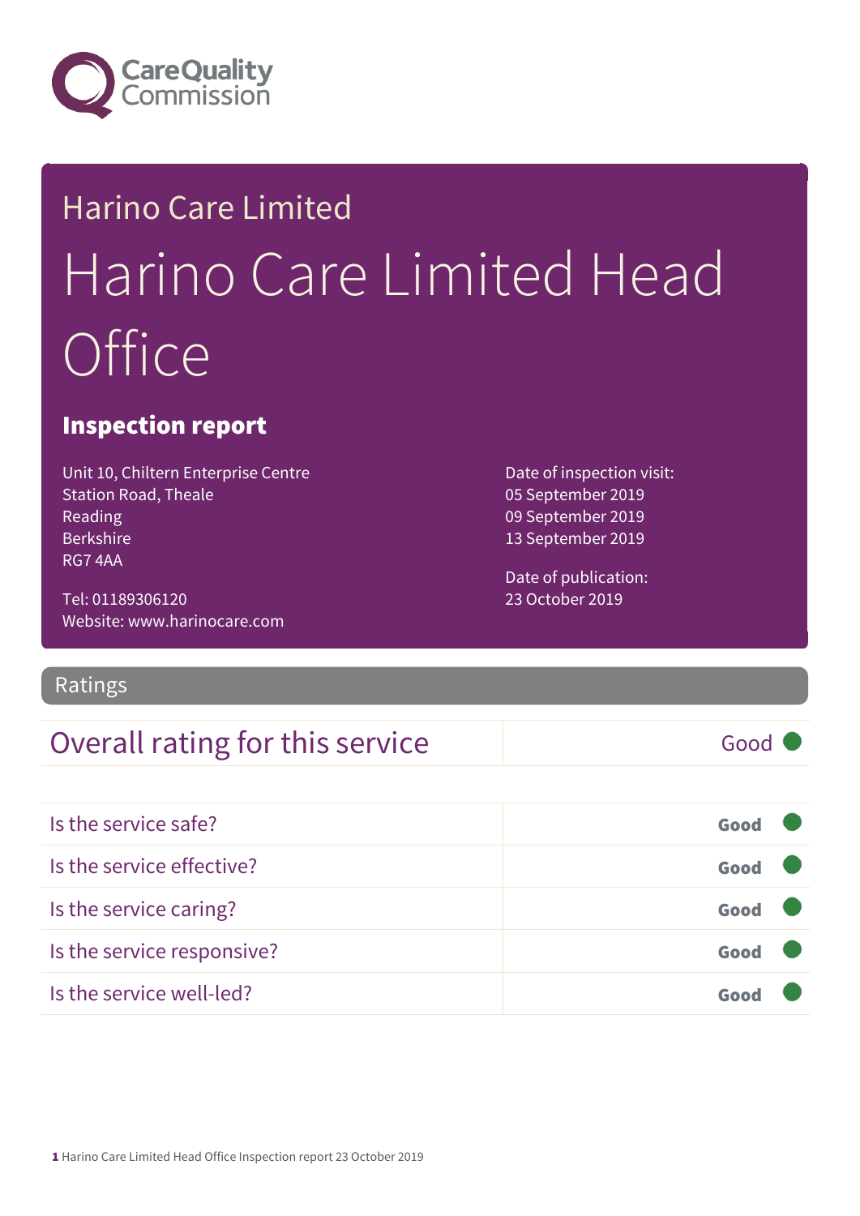Care Quality Commission

# Harino Care Limited

# Harino Care Limited Head Office

## Inspection report

Unit 10, Chiltern Enterprise Centre
Station Road, Theale
Reading
Berkshire
RG7 4AA

Tel: 01189306120
Website: www.harinocare.com

Date of inspection visit:
05 September 2019
09 September 2019
13 September 2019

Date of publication:
23 October 2019

## Ratings

| Overall rating for this service | Good |
|---|---|

| | |
|---|---|
| Is the service safe? | Good |
| Is the service effective? | Good |
| Is the service caring? | Good |
| Is the service responsive? | Good |
| Is the service well-led? | Good |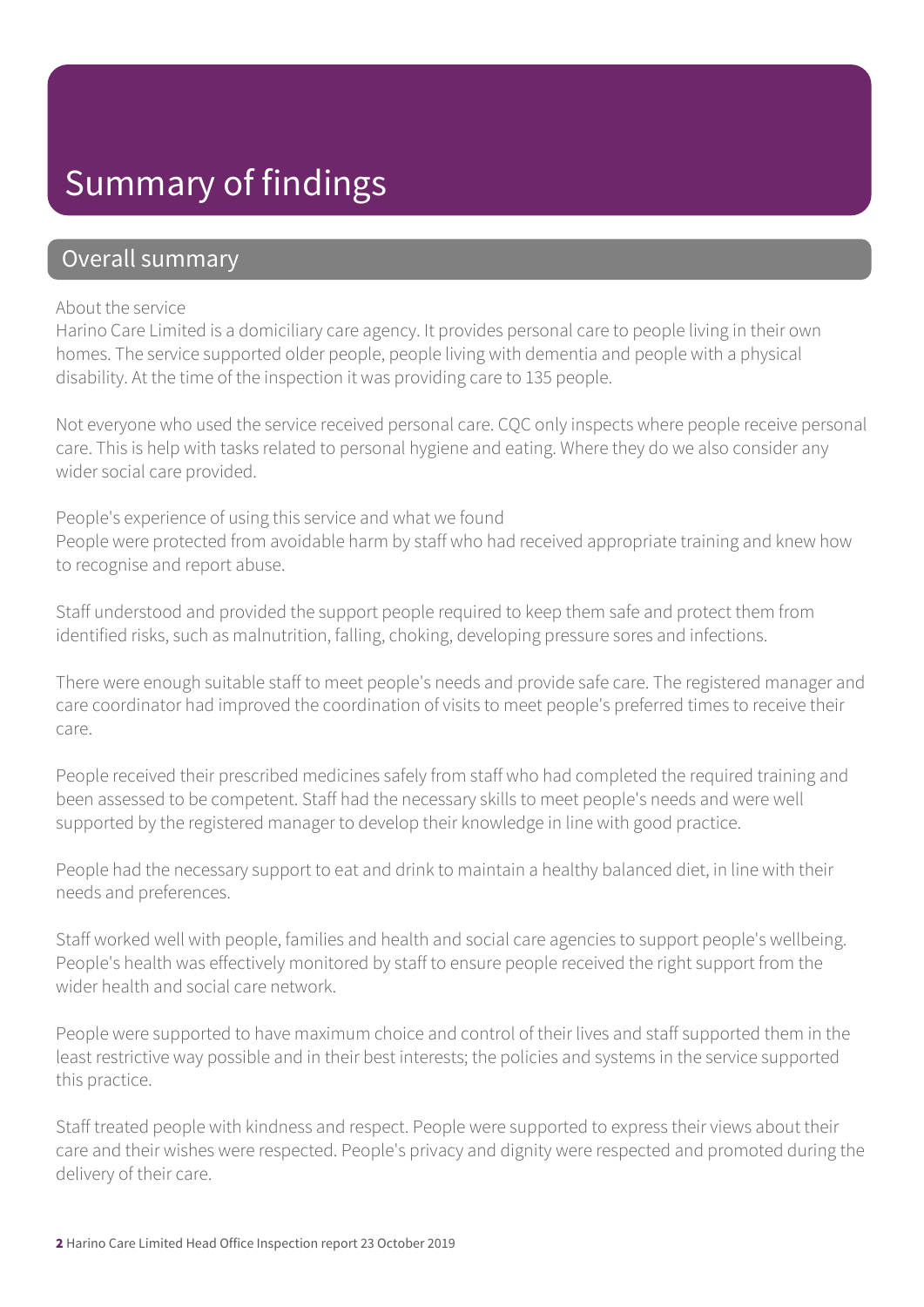# Summary of findings

## Overall summary

About the service

Harino Care Limited is a domiciliary care agency. It provides personal care to people living in their own homes. The service supported older people, people living with dementia and people with a physical disability. At the time of the inspection it was providing care to 135 people.

Not everyone who used the service received personal care. CQC only inspects where people receive personal care. This is help with tasks related to personal hygiene and eating. Where they do we also consider any wider social care provided.

People's experience of using this service and what we found

People were protected from avoidable harm by staff who had received appropriate training and knew how to recognise and report abuse.

Staff understood and provided the support people required to keep them safe and protect them from identified risks, such as malnutrition, falling, choking, developing pressure sores and infections.

There were enough suitable staff to meet people's needs and provide safe care. The registered manager and care coordinator had improved the coordination of visits to meet people's preferred times to receive their care.

People received their prescribed medicines safely from staff who had completed the required training and been assessed to be competent. Staff had the necessary skills to meet people's needs and were well supported by the registered manager to develop their knowledge in line with good practice.

People had the necessary support to eat and drink to maintain a healthy balanced diet, in line with their needs and preferences.

Staff worked well with people, families and health and social care agencies to support people's wellbeing. People's health was effectively monitored by staff to ensure people received the right support from the wider health and social care network.

People were supported to have maximum choice and control of their lives and staff supported them in the least restrictive way possible and in their best interests; the policies and systems in the service supported this practice.

Staff treated people with kindness and respect. People were supported to express their views about their care and their wishes were respected. People's privacy and dignity were respected and promoted during the delivery of their care.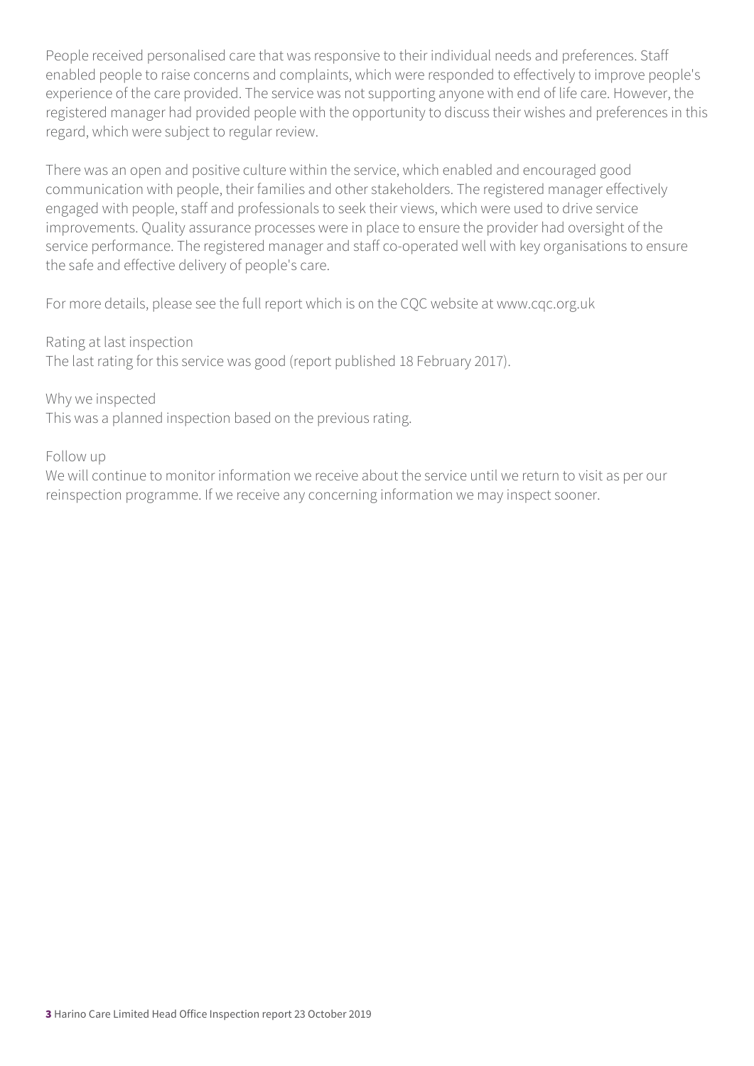People received personalised care that was responsive to their individual needs and preferences. Staff enabled people to raise concerns and complaints, which were responded to effectively to improve people's experience of the care provided. The service was not supporting anyone with end of life care. However, the registered manager had provided people with the opportunity to discuss their wishes and preferences in this regard, which were subject to regular review.

There was an open and positive culture within the service, which enabled and encouraged good communication with people, their families and other stakeholders. The registered manager effectively engaged with people, staff and professionals to seek their views, which were used to drive service improvements. Quality assurance processes were in place to ensure the provider had oversight of the service performance. The registered manager and staff co-operated well with key organisations to ensure the safe and effective delivery of people's care.

For more details, please see the full report which is on the CQC website at www.cqc.org.uk

Rating at last inspection
The last rating for this service was good (report published 18 February 2017).

Why we inspected
This was a planned inspection based on the previous rating.

Follow up
We will continue to monitor information we receive about the service until we return to visit as per our reinspection programme. If we receive any concerning information we may inspect sooner.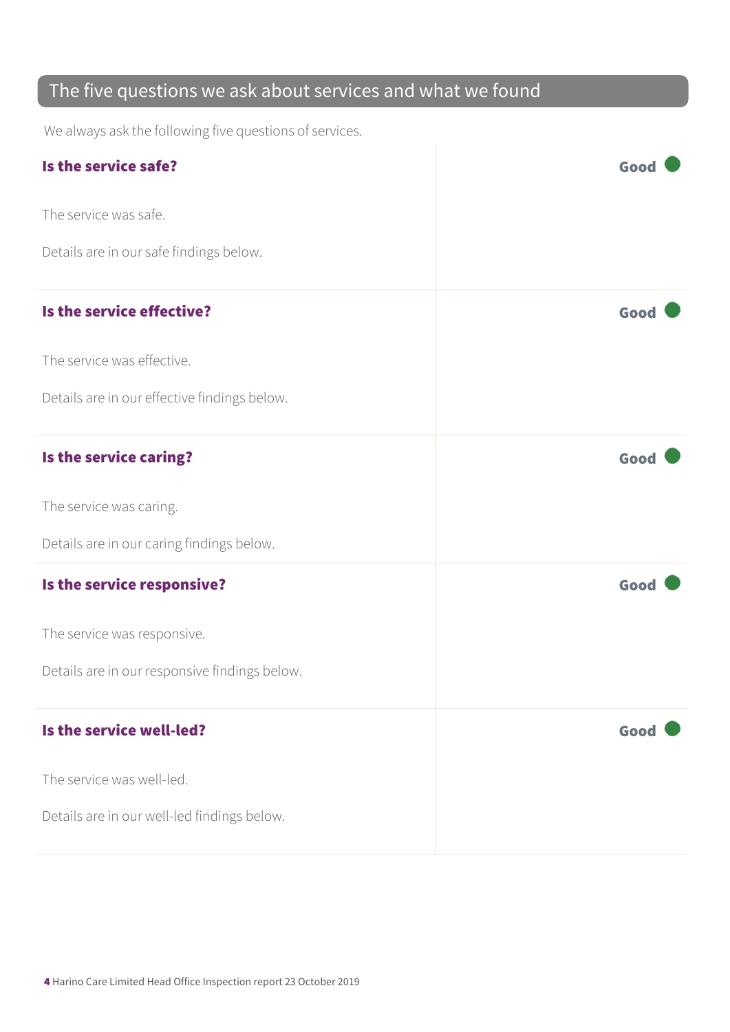## The five questions we ask about services and what we found

We always ask the following five questions of services.

### Is the service safe? — Good

The service was safe.

Details are in our safe findings below.

### Is the service effective? — Good

The service was effective.

Details are in our effective findings below.

### Is the service caring? — Good

The service was caring.

Details are in our caring findings below.

### Is the service responsive? — Good

The service was responsive.

Details are in our responsive findings below.

### Is the service well-led? — Good

The service was well-led.

Details are in our well-led findings below.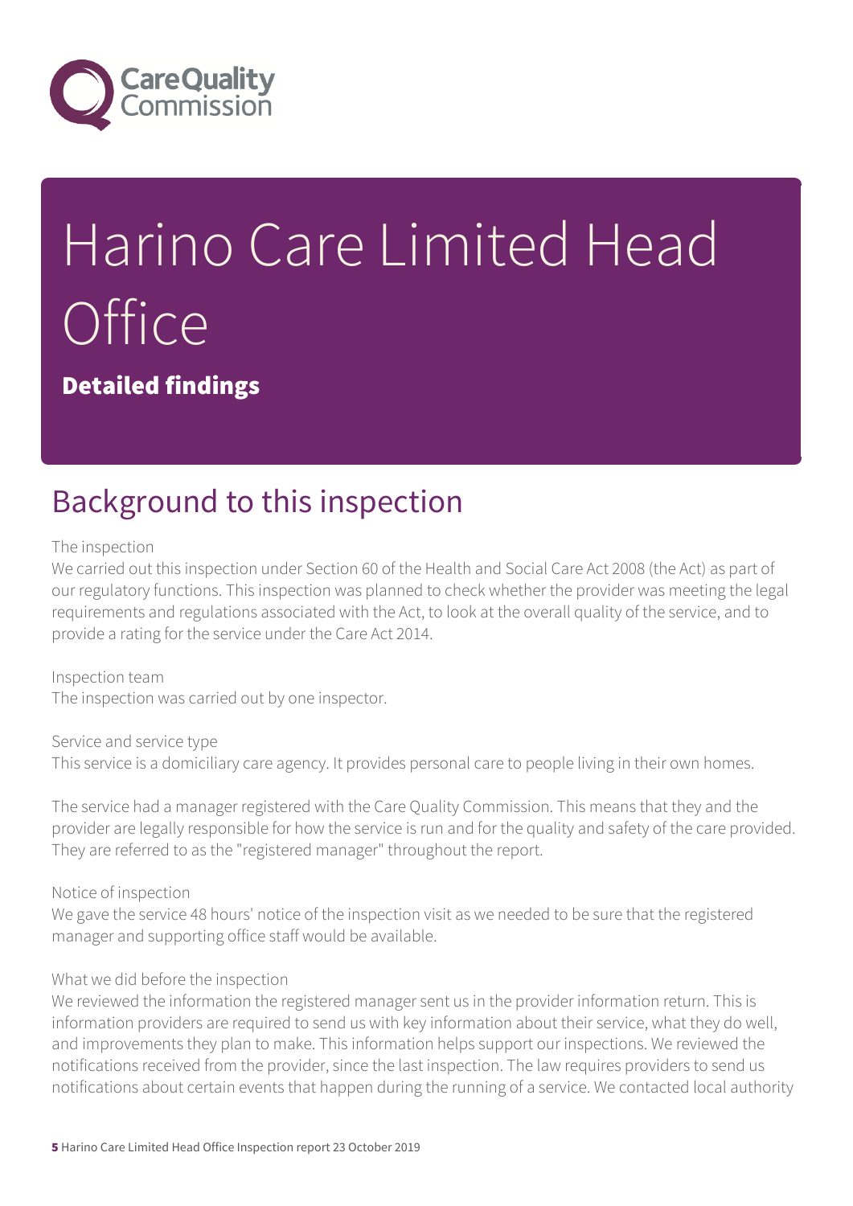# Harino Care Limited Head Office

**Detailed findings**

## Background to this inspection

The inspection

We carried out this inspection under Section 60 of the Health and Social Care Act 2008 (the Act) as part of our regulatory functions. This inspection was planned to check whether the provider was meeting the legal requirements and regulations associated with the Act, to look at the overall quality of the service, and to provide a rating for the service under the Care Act 2014.

Inspection team

The inspection was carried out by one inspector.

Service and service type

This service is a domiciliary care agency. It provides personal care to people living in their own homes.

The service had a manager registered with the Care Quality Commission. This means that they and the provider are legally responsible for how the service is run and for the quality and safety of the care provided. They are referred to as the "registered manager" throughout the report.

Notice of inspection

We gave the service 48 hours' notice of the inspection visit as we needed to be sure that the registered manager and supporting office staff would be available.

What we did before the inspection

We reviewed the information the registered manager sent us in the provider information return. This is information providers are required to send us with key information about their service, what they do well, and improvements they plan to make. This information helps support our inspections. We reviewed the notifications received from the provider, since the last inspection. The law requires providers to send us notifications about certain events that happen during the running of a service. We contacted local authority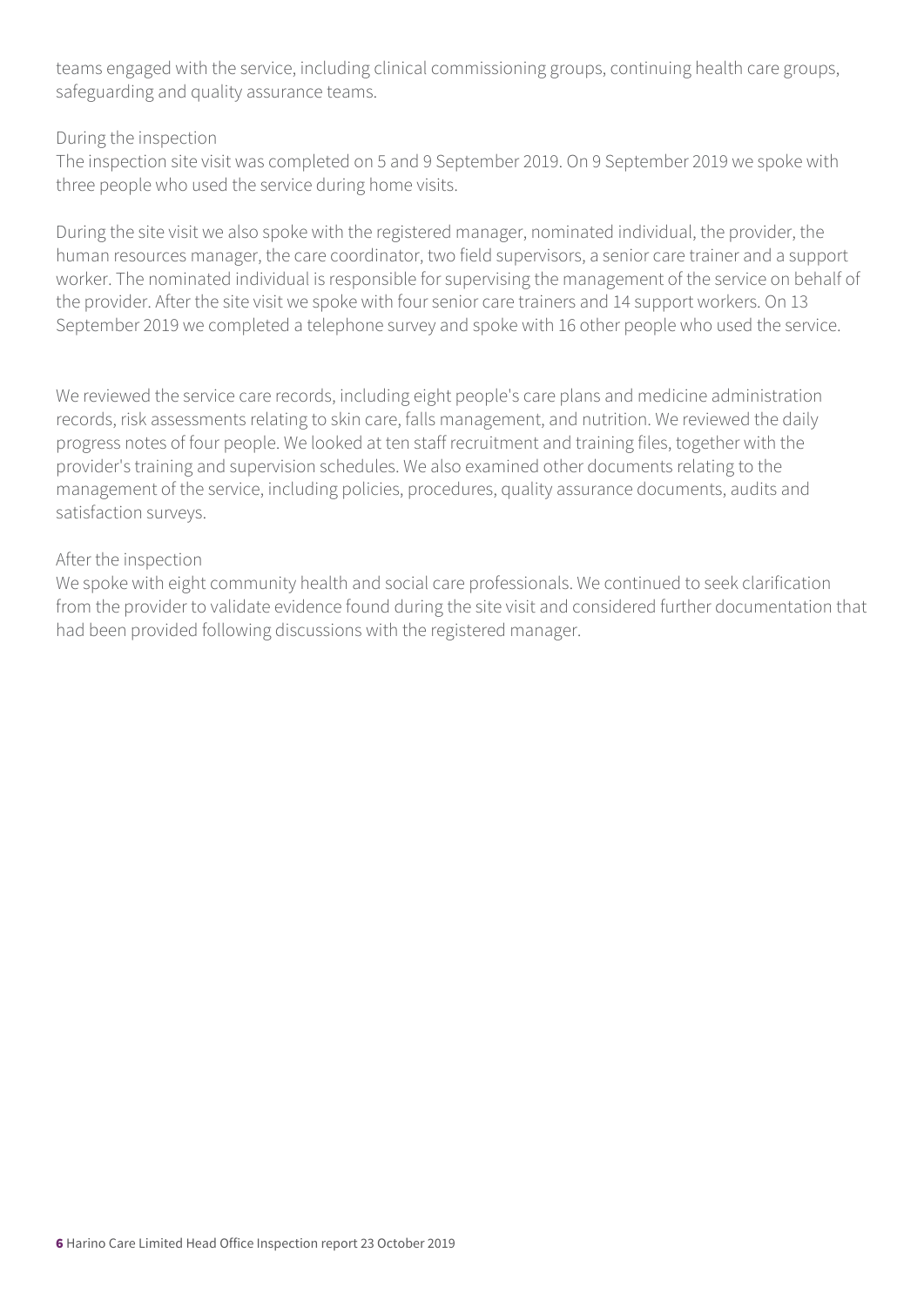teams engaged with the service, including clinical commissioning groups, continuing health care groups, safeguarding and quality assurance teams.

During the inspection
The inspection site visit was completed on 5 and 9 September 2019. On 9 September 2019 we spoke with three people who used the service during home visits.

During the site visit we also spoke with the registered manager, nominated individual, the provider, the human resources manager, the care coordinator, two field supervisors, a senior care trainer and a support worker. The nominated individual is responsible for supervising the management of the service on behalf of the provider. After the site visit we spoke with four senior care trainers and 14 support workers. On 13 September 2019 we completed a telephone survey and spoke with 16 other people who used the service.

We reviewed the service care records, including eight people's care plans and medicine administration records, risk assessments relating to skin care, falls management, and nutrition. We reviewed the daily progress notes of four people. We looked at ten staff recruitment and training files, together with the provider's training and supervision schedules. We also examined other documents relating to the management of the service, including policies, procedures, quality assurance documents, audits and satisfaction surveys.

After the inspection
We spoke with eight community health and social care professionals. We continued to seek clarification from the provider to validate evidence found during the site visit and considered further documentation that had been provided following discussions with the registered manager.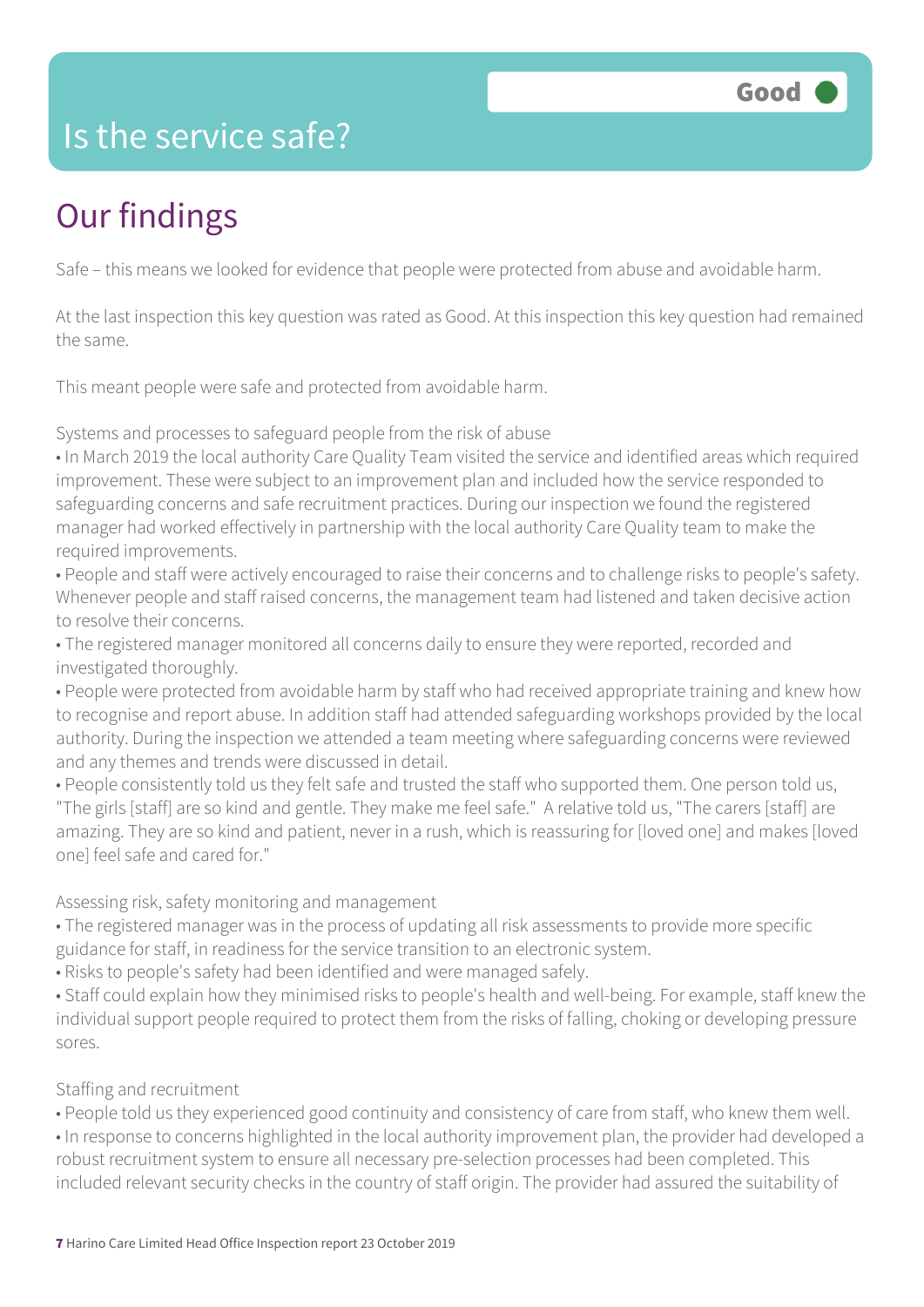# Is the service safe?

Good

## Our findings

Safe – this means we looked for evidence that people were protected from abuse and avoidable harm.

At the last inspection this key question was rated as Good. At this inspection this key question had remained the same.

This meant people were safe and protected from avoidable harm.

Systems and processes to safeguard people from the risk of abuse

- In March 2019 the local authority Care Quality Team visited the service and identified areas which required improvement. These were subject to an improvement plan and included how the service responded to safeguarding concerns and safe recruitment practices. During our inspection we found the registered manager had worked effectively in partnership with the local authority Care Quality team to make the required improvements.
- People and staff were actively encouraged to raise their concerns and to challenge risks to people's safety. Whenever people and staff raised concerns, the management team had listened and taken decisive action to resolve their concerns.
- The registered manager monitored all concerns daily to ensure they were reported, recorded and investigated thoroughly.
- People were protected from avoidable harm by staff who had received appropriate training and knew how to recognise and report abuse. In addition staff had attended safeguarding workshops provided by the local authority. During the inspection we attended a team meeting where safeguarding concerns were reviewed and any themes and trends were discussed in detail.
- People consistently told us they felt safe and trusted the staff who supported them. One person told us, "The girls [staff] are so kind and gentle. They make me feel safe." A relative told us, "The carers [staff] are amazing. They are so kind and patient, never in a rush, which is reassuring for [loved one] and makes [loved one] feel safe and cared for."

Assessing risk, safety monitoring and management

- The registered manager was in the process of updating all risk assessments to provide more specific guidance for staff, in readiness for the service transition to an electronic system.
- Risks to people's safety had been identified and were managed safely.
- Staff could explain how they minimised risks to people's health and well-being. For example, staff knew the individual support people required to protect them from the risks of falling, choking or developing pressure sores.

Staffing and recruitment

- People told us they experienced good continuity and consistency of care from staff, who knew them well.
- In response to concerns highlighted in the local authority improvement plan, the provider had developed a robust recruitment system to ensure all necessary pre-selection processes had been completed. This included relevant security checks in the country of staff origin. The provider had assured the suitability of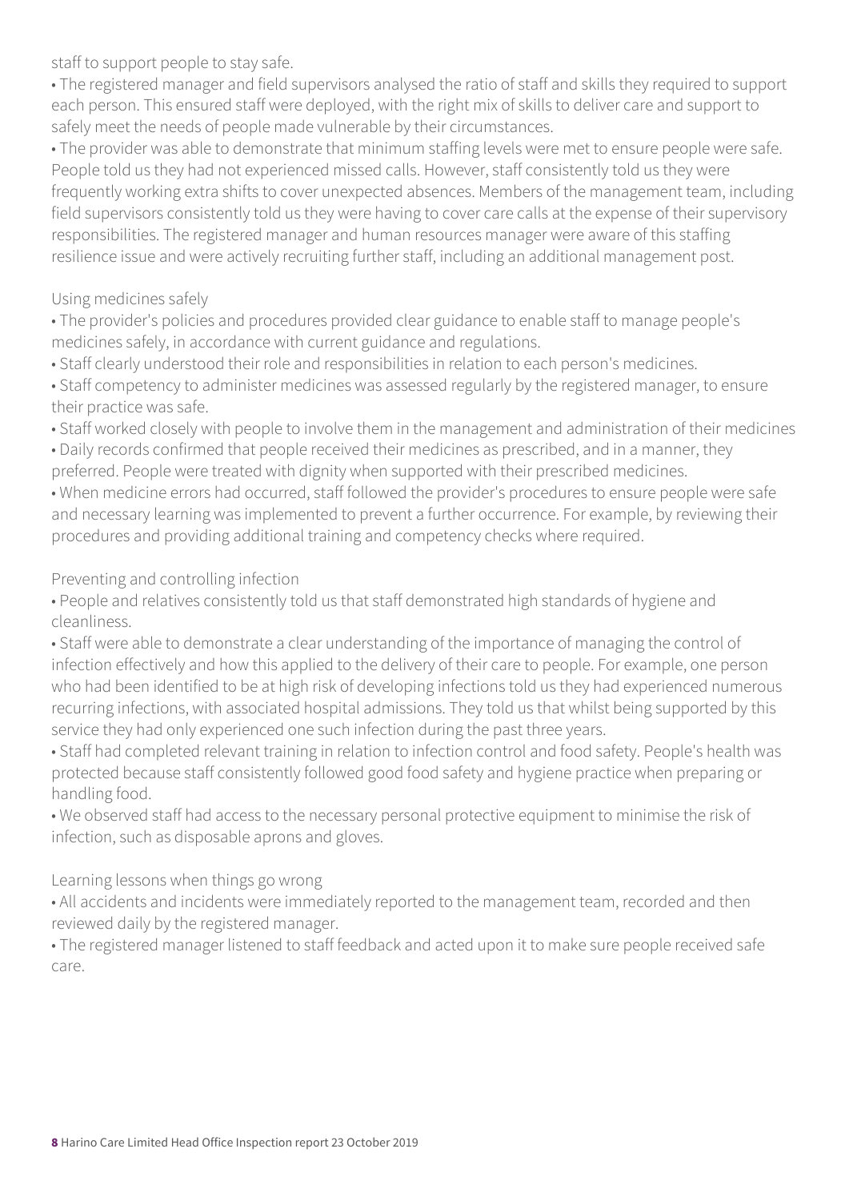staff to support people to stay safe.

- The registered manager and field supervisors analysed the ratio of staff and skills they required to support each person. This ensured staff were deployed, with the right mix of skills to deliver care and support to safely meet the needs of people made vulnerable by their circumstances.
- The provider was able to demonstrate that minimum staffing levels were met to ensure people were safe. People told us they had not experienced missed calls. However, staff consistently told us they were frequently working extra shifts to cover unexpected absences. Members of the management team, including field supervisors consistently told us they were having to cover care calls at the expense of their supervisory responsibilities. The registered manager and human resources manager were aware of this staffing resilience issue and were actively recruiting further staff, including an additional management post.

Using medicines safely

- The provider's policies and procedures provided clear guidance to enable staff to manage people's medicines safely, in accordance with current guidance and regulations.
- Staff clearly understood their role and responsibilities in relation to each person's medicines.
- Staff competency to administer medicines was assessed regularly by the registered manager, to ensure their practice was safe.
- Staff worked closely with people to involve them in the management and administration of their medicines
- Daily records confirmed that people received their medicines as prescribed, and in a manner, they preferred. People were treated with dignity when supported with their prescribed medicines.
- When medicine errors had occurred, staff followed the provider's procedures to ensure people were safe and necessary learning was implemented to prevent a further occurrence. For example, by reviewing their procedures and providing additional training and competency checks where required.

Preventing and controlling infection

- People and relatives consistently told us that staff demonstrated high standards of hygiene and cleanliness.
- Staff were able to demonstrate a clear understanding of the importance of managing the control of infection effectively and how this applied to the delivery of their care to people. For example, one person who had been identified to be at high risk of developing infections told us they had experienced numerous recurring infections, with associated hospital admissions. They told us that whilst being supported by this service they had only experienced one such infection during the past three years.
- Staff had completed relevant training in relation to infection control and food safety. People's health was protected because staff consistently followed good food safety and hygiene practice when preparing or handling food.
- We observed staff had access to the necessary personal protective equipment to minimise the risk of infection, such as disposable aprons and gloves.

Learning lessons when things go wrong

- All accidents and incidents were immediately reported to the management team, recorded and then reviewed daily by the registered manager.
- The registered manager listened to staff feedback and acted upon it to make sure people received safe care.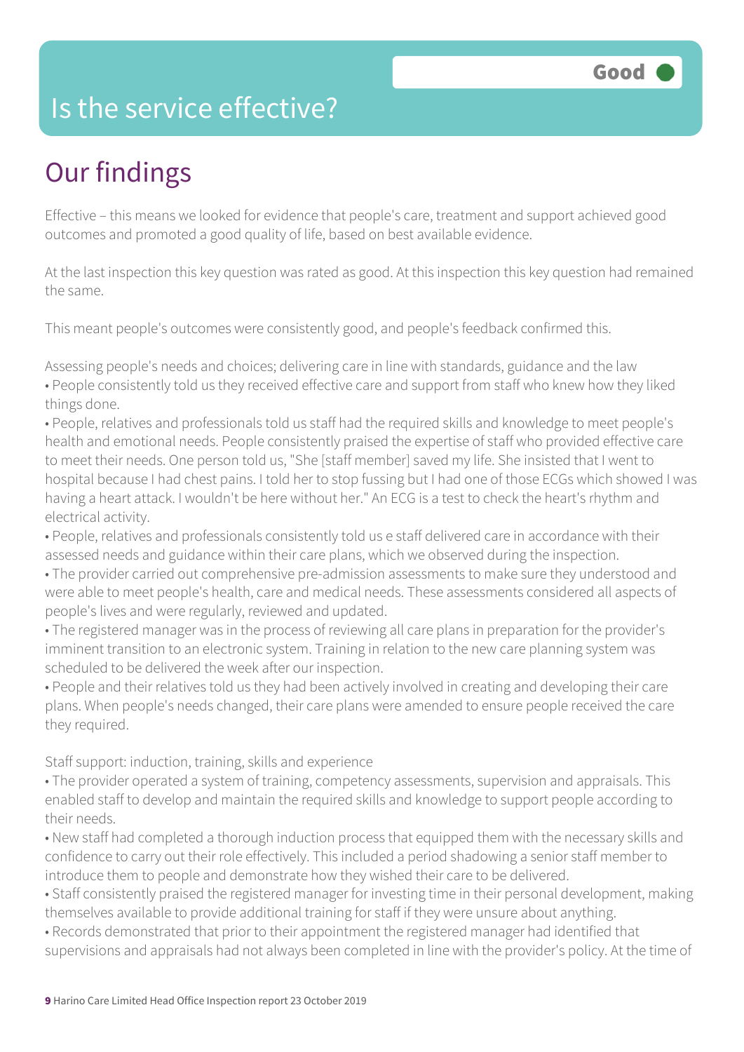# Is the service effective?

**Good**

## Our findings

Effective – this means we looked for evidence that people's care, treatment and support achieved good outcomes and promoted a good quality of life, based on best available evidence.

At the last inspection this key question was rated as good. At this inspection this key question had remained the same.

This meant people's outcomes were consistently good, and people's feedback confirmed this.

Assessing people's needs and choices; delivering care in line with standards, guidance and the law

- People consistently told us they received effective care and support from staff who knew how they liked things done.
- People, relatives and professionals told us staff had the required skills and knowledge to meet people's health and emotional needs. People consistently praised the expertise of staff who provided effective care to meet their needs. One person told us, "She [staff member] saved my life. She insisted that I went to hospital because I had chest pains. I told her to stop fussing but I had one of those ECGs which showed I was having a heart attack. I wouldn't be here without her." An ECG is a test to check the heart's rhythm and electrical activity.
- People, relatives and professionals consistently told us e staff delivered care in accordance with their assessed needs and guidance within their care plans, which we observed during the inspection.
- The provider carried out comprehensive pre-admission assessments to make sure they understood and were able to meet people's health, care and medical needs. These assessments considered all aspects of people's lives and were regularly, reviewed and updated.
- The registered manager was in the process of reviewing all care plans in preparation for the provider's imminent transition to an electronic system. Training in relation to the new care planning system was scheduled to be delivered the week after our inspection.
- People and their relatives told us they had been actively involved in creating and developing their care plans. When people's needs changed, their care plans were amended to ensure people received the care they required.

Staff support: induction, training, skills and experience

- The provider operated a system of training, competency assessments, supervision and appraisals. This enabled staff to develop and maintain the required skills and knowledge to support people according to their needs.
- New staff had completed a thorough induction process that equipped them with the necessary skills and confidence to carry out their role effectively. This included a period shadowing a senior staff member to introduce them to people and demonstrate how they wished their care to be delivered.
- Staff consistently praised the registered manager for investing time in their personal development, making themselves available to provide additional training for staff if they were unsure about anything.
- Records demonstrated that prior to their appointment the registered manager had identified that supervisions and appraisals had not always been completed in line with the provider's policy. At the time of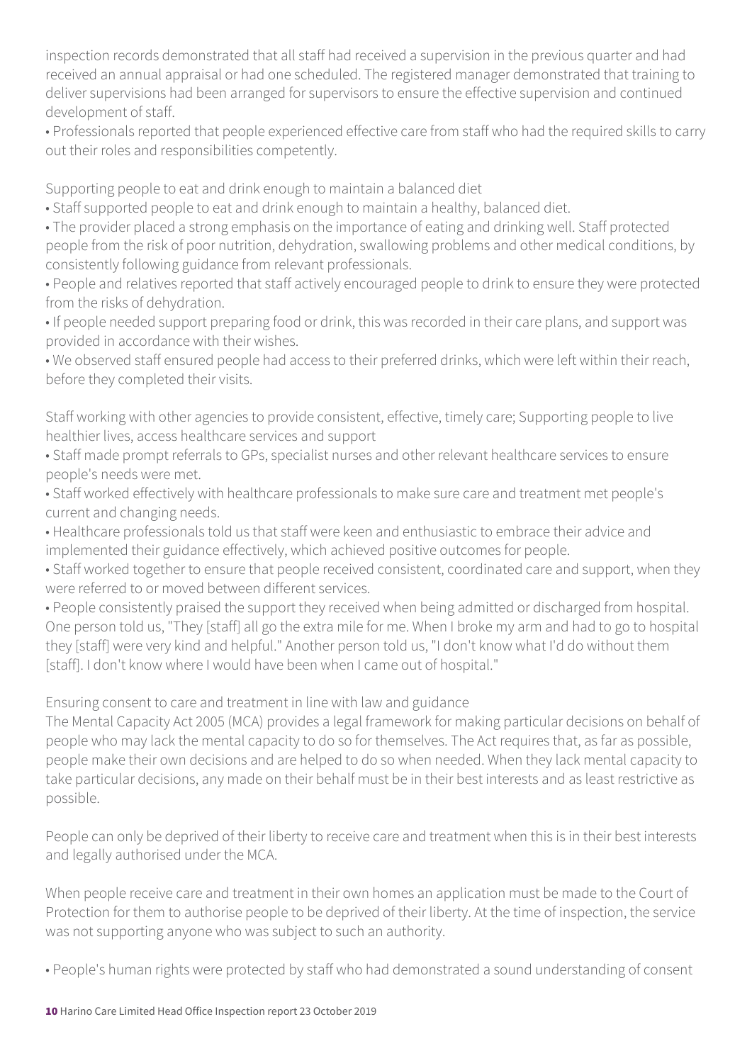inspection records demonstrated that all staff had received a supervision in the previous quarter and had received an annual appraisal or had one scheduled. The registered manager demonstrated that training to deliver supervisions had been arranged for supervisors to ensure the effective supervision and continued development of staff.

- Professionals reported that people experienced effective care from staff who had the required skills to carry out their roles and responsibilities competently.

Supporting people to eat and drink enough to maintain a balanced diet

- Staff supported people to eat and drink enough to maintain a healthy, balanced diet.
- The provider placed a strong emphasis on the importance of eating and drinking well. Staff protected people from the risk of poor nutrition, dehydration, swallowing problems and other medical conditions, by consistently following guidance from relevant professionals.
- People and relatives reported that staff actively encouraged people to drink to ensure they were protected from the risks of dehydration.
- If people needed support preparing food or drink, this was recorded in their care plans, and support was provided in accordance with their wishes.
- We observed staff ensured people had access to their preferred drinks, which were left within their reach, before they completed their visits.

Staff working with other agencies to provide consistent, effective, timely care; Supporting people to live healthier lives, access healthcare services and support

- Staff made prompt referrals to GPs, specialist nurses and other relevant healthcare services to ensure people's needs were met.
- Staff worked effectively with healthcare professionals to make sure care and treatment met people's current and changing needs.
- Healthcare professionals told us that staff were keen and enthusiastic to embrace their advice and implemented their guidance effectively, which achieved positive outcomes for people.
- Staff worked together to ensure that people received consistent, coordinated care and support, when they were referred to or moved between different services.
- People consistently praised the support they received when being admitted or discharged from hospital. One person told us, "They [staff] all go the extra mile for me. When I broke my arm and had to go to hospital they [staff] were very kind and helpful." Another person told us, "I don't know what I'd do without them [staff]. I don't know where I would have been when I came out of hospital."

Ensuring consent to care and treatment in line with law and guidance

The Mental Capacity Act 2005 (MCA) provides a legal framework for making particular decisions on behalf of people who may lack the mental capacity to do so for themselves. The Act requires that, as far as possible, people make their own decisions and are helped to do so when needed. When they lack mental capacity to take particular decisions, any made on their behalf must be in their best interests and as least restrictive as possible.

People can only be deprived of their liberty to receive care and treatment when this is in their best interests and legally authorised under the MCA.

When people receive care and treatment in their own homes an application must be made to the Court of Protection for them to authorise people to be deprived of their liberty. At the time of inspection, the service was not supporting anyone who was subject to such an authority.

- People's human rights were protected by staff who had demonstrated a sound understanding of consent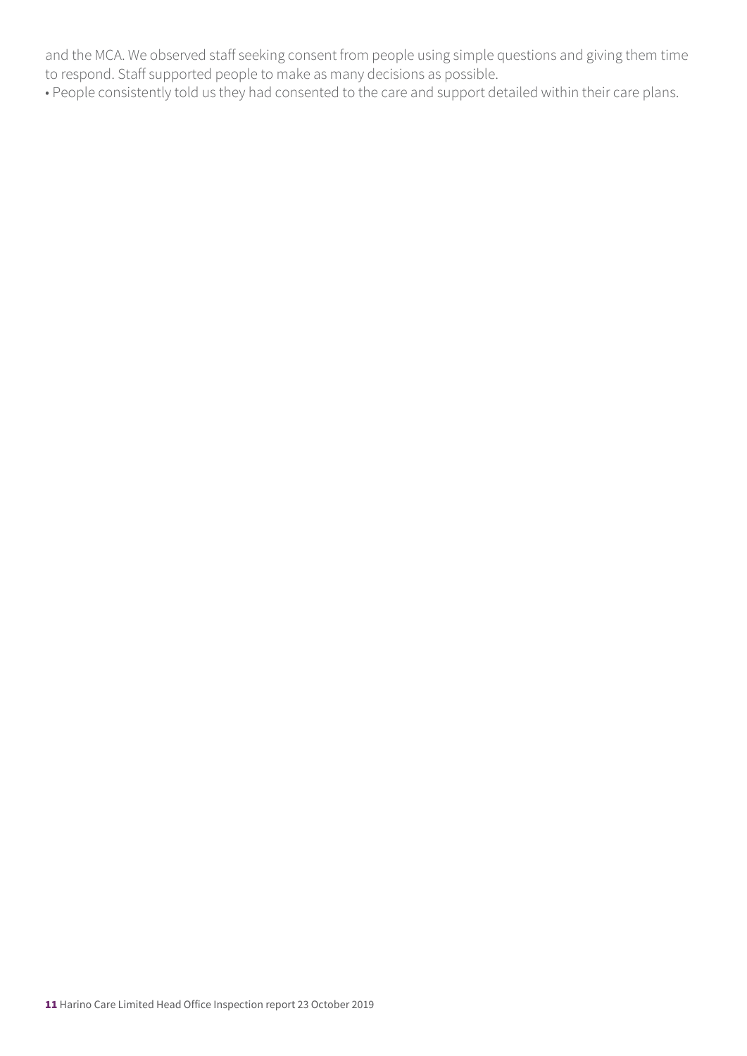and the MCA. We observed staff seeking consent from people using simple questions and giving them time to respond. Staff supported people to make as many decisions as possible.

- People consistently told us they had consented to the care and support detailed within their care plans.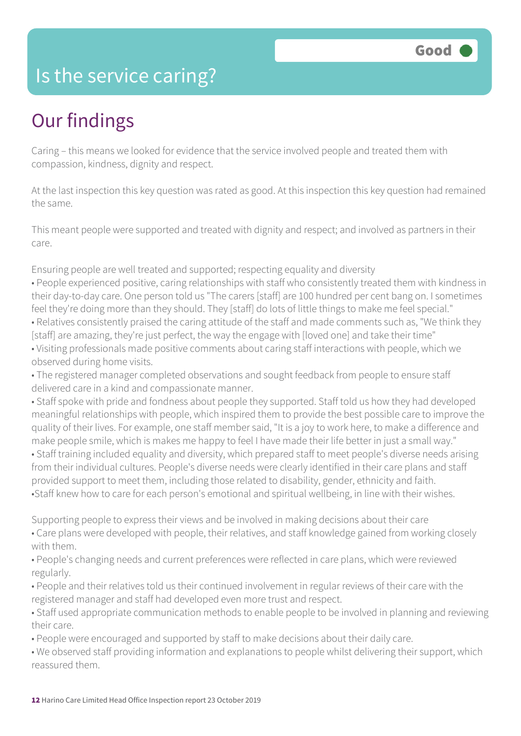Good

# Is the service caring?

## Our findings

Caring – this means we looked for evidence that the service involved people and treated them with compassion, kindness, dignity and respect.

At the last inspection this key question was rated as good. At this inspection this key question had remained the same.

This meant people were supported and treated with dignity and respect; and involved as partners in their care.

Ensuring people are well treated and supported; respecting equality and diversity

- People experienced positive, caring relationships with staff who consistently treated them with kindness in their day-to-day care. One person told us "The carers [staff] are 100 hundred per cent bang on. I sometimes feel they're doing more than they should. They [staff] do lots of little things to make me feel special."
- Relatives consistently praised the caring attitude of the staff and made comments such as, "We think they [staff] are amazing, they're just perfect, the way the engage with [loved one] and take their time"
- Visiting professionals made positive comments about caring staff interactions with people, which we observed during home visits.
- The registered manager completed observations and sought feedback from people to ensure staff delivered care in a kind and compassionate manner.
- Staff spoke with pride and fondness about people they supported. Staff told us how they had developed meaningful relationships with people, which inspired them to provide the best possible care to improve the quality of their lives. For example, one staff member said, "It is a joy to work here, to make a difference and make people smile, which is makes me happy to feel I have made their life better in just a small way."
- Staff training included equality and diversity, which prepared staff to meet people's diverse needs arising from their individual cultures. People's diverse needs were clearly identified in their care plans and staff provided support to meet them, including those related to disability, gender, ethnicity and faith.
- Staff knew how to care for each person's emotional and spiritual wellbeing, in line with their wishes.

Supporting people to express their views and be involved in making decisions about their care

- Care plans were developed with people, their relatives, and staff knowledge gained from working closely with them.
- People's changing needs and current preferences were reflected in care plans, which were reviewed regularly.
- People and their relatives told us their continued involvement in regular reviews of their care with the registered manager and staff had developed even more trust and respect.
- Staff used appropriate communication methods to enable people to be involved in planning and reviewing their care.
- People were encouraged and supported by staff to make decisions about their daily care.
- We observed staff providing information and explanations to people whilst delivering their support, which reassured them.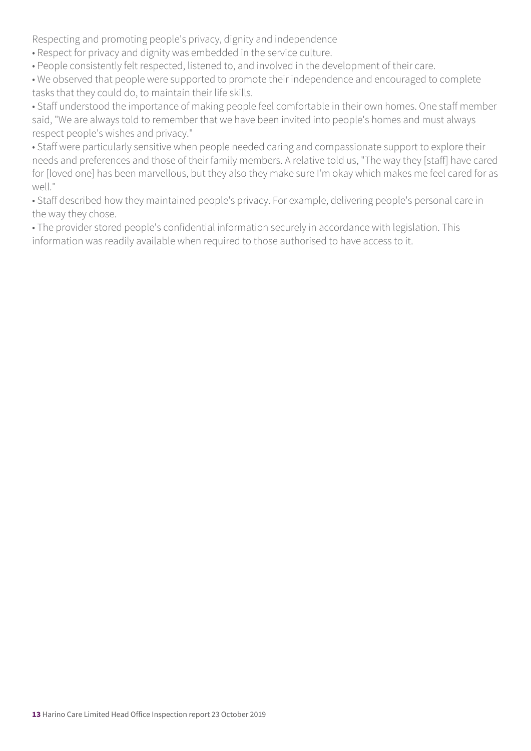Respecting and promoting people's privacy, dignity and independence

- Respect for privacy and dignity was embedded in the service culture.
- People consistently felt respected, listened to, and involved in the development of their care.
- We observed that people were supported to promote their independence and encouraged to complete tasks that they could do, to maintain their life skills.
- Staff understood the importance of making people feel comfortable in their own homes. One staff member said, "We are always told to remember that we have been invited into people's homes and must always respect people's wishes and privacy."
- Staff were particularly sensitive when people needed caring and compassionate support to explore their needs and preferences and those of their family members. A relative told us, "The way they [staff] have cared for [loved one] has been marvellous, but they also they make sure I'm okay which makes me feel cared for as well."
- Staff described how they maintained people's privacy. For example, delivering people's personal care in the way they chose.
- The provider stored people's confidential information securely in accordance with legislation. This information was readily available when required to those authorised to have access to it.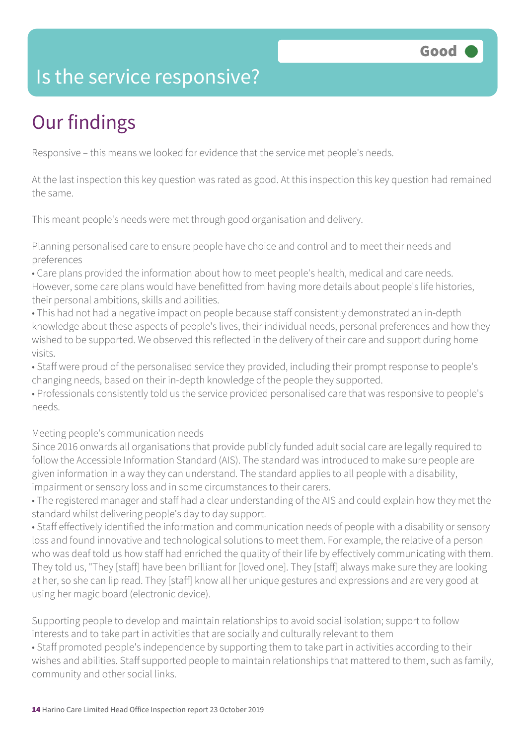# Is the service responsive?

Good

## Our findings

Responsive – this means we looked for evidence that the service met people's needs.

At the last inspection this key question was rated as good. At this inspection this key question had remained the same.

This meant people's needs were met through good organisation and delivery.

Planning personalised care to ensure people have choice and control and to meet their needs and preferences

- Care plans provided the information about how to meet people's health, medical and care needs. However, some care plans would have benefitted from having more details about people's life histories, their personal ambitions, skills and abilities.
- This had not had a negative impact on people because staff consistently demonstrated an in-depth knowledge about these aspects of people's lives, their individual needs, personal preferences and how they wished to be supported. We observed this reflected in the delivery of their care and support during home visits.
- Staff were proud of the personalised service they provided, including their prompt response to people's changing needs, based on their in-depth knowledge of the people they supported.
- Professionals consistently told us the service provided personalised care that was responsive to people's needs.

Meeting people's communication needs

Since 2016 onwards all organisations that provide publicly funded adult social care are legally required to follow the Accessible Information Standard (AIS). The standard was introduced to make sure people are given information in a way they can understand. The standard applies to all people with a disability, impairment or sensory loss and in some circumstances to their carers.

- The registered manager and staff had a clear understanding of the AIS and could explain how they met the standard whilst delivering people's day to day support.
- Staff effectively identified the information and communication needs of people with a disability or sensory loss and found innovative and technological solutions to meet them. For example, the relative of a person who was deaf told us how staff had enriched the quality of their life by effectively communicating with them. They told us, "They [staff] have been brilliant for [loved one]. They [staff] always make sure they are looking at her, so she can lip read. They [staff] know all her unique gestures and expressions and are very good at using her magic board (electronic device).

Supporting people to develop and maintain relationships to avoid social isolation; support to follow interests and to take part in activities that are socially and culturally relevant to them

- Staff promoted people's independence by supporting them to take part in activities according to their wishes and abilities. Staff supported people to maintain relationships that mattered to them, such as family, community and other social links.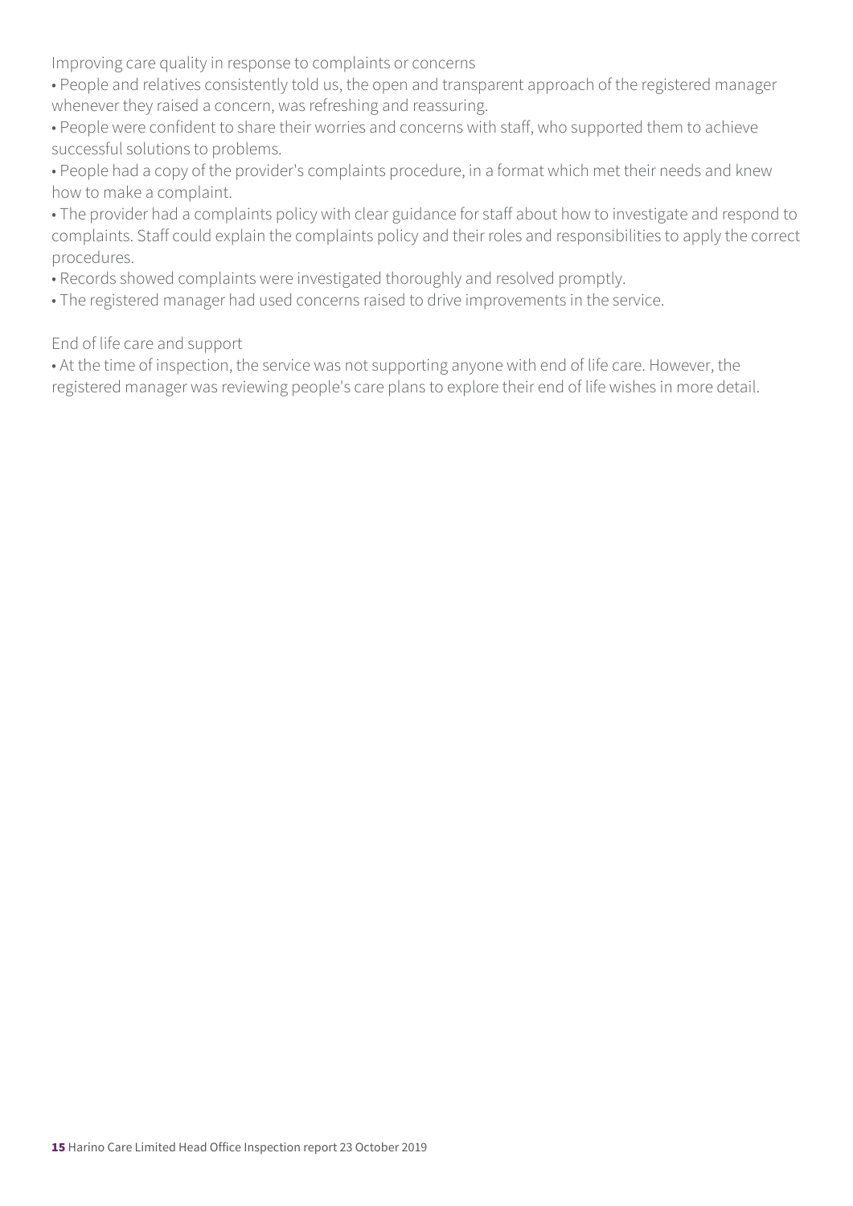### Improving care quality in response to complaints or concerns

- People and relatives consistently told us, the open and transparent approach of the registered manager whenever they raised a concern, was refreshing and reassuring.
- People were confident to share their worries and concerns with staff, who supported them to achieve successful solutions to problems.
- People had a copy of the provider's complaints procedure, in a format which met their needs and knew how to make a complaint.
- The provider had a complaints policy with clear guidance for staff about how to investigate and respond to complaints. Staff could explain the complaints policy and their roles and responsibilities to apply the correct procedures.
- Records showed complaints were investigated thoroughly and resolved promptly.
- The registered manager had used concerns raised to drive improvements in the service.

### End of life care and support

- At the time of inspection, the service was not supporting anyone with end of life care. However, the registered manager was reviewing people's care plans to explore their end of life wishes in more detail.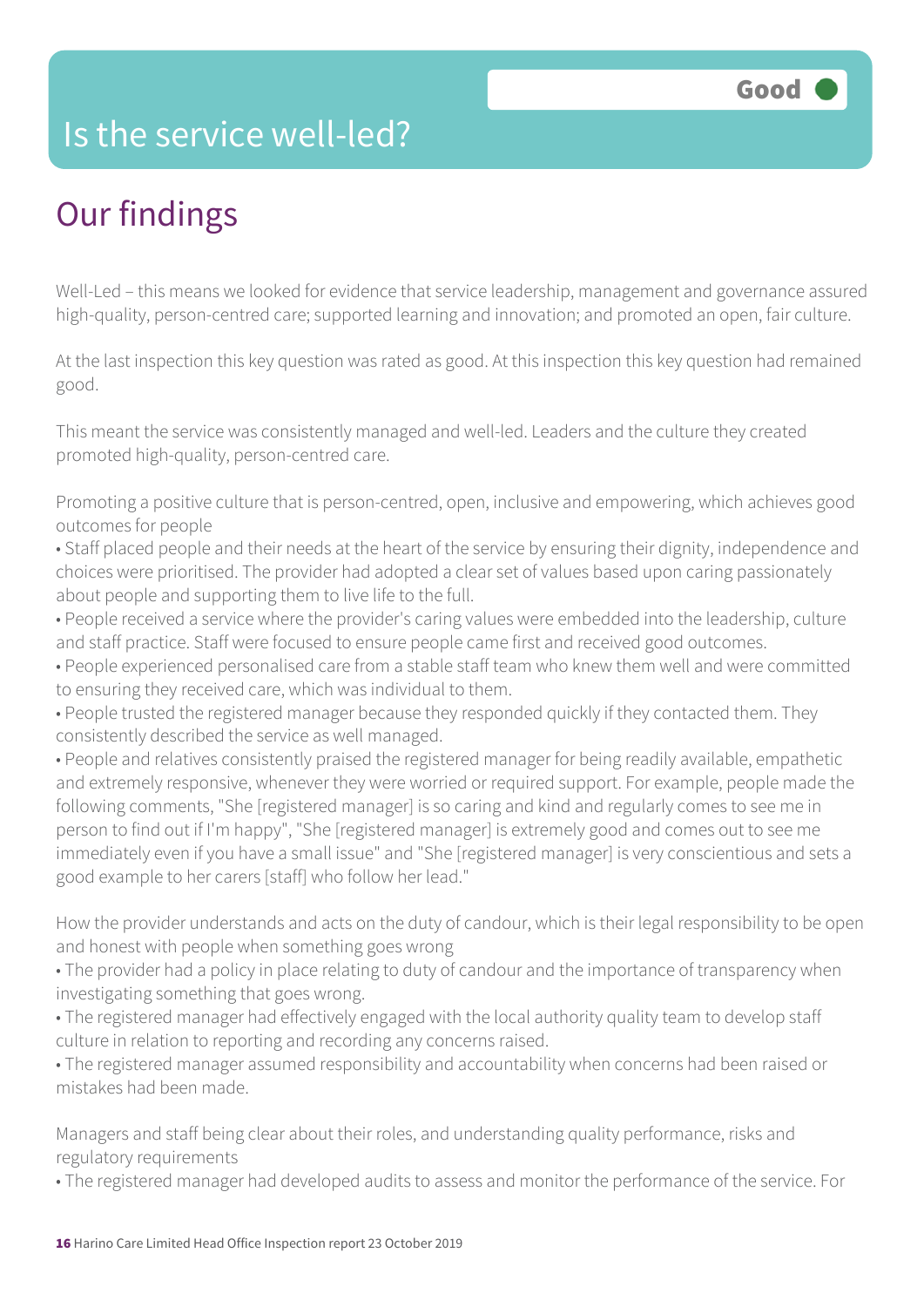# Is the service well-led?

Good

## Our findings

Well-Led – this means we looked for evidence that service leadership, management and governance assured high-quality, person-centred care; supported learning and innovation; and promoted an open, fair culture.

At the last inspection this key question was rated as good. At this inspection this key question had remained good.

This meant the service was consistently managed and well-led. Leaders and the culture they created promoted high-quality, person-centred care.

Promoting a positive culture that is person-centred, open, inclusive and empowering, which achieves good outcomes for people

- Staff placed people and their needs at the heart of the service by ensuring their dignity, independence and choices were prioritised. The provider had adopted a clear set of values based upon caring passionately about people and supporting them to live life to the full.
- People received a service where the provider's caring values were embedded into the leadership, culture and staff practice. Staff were focused to ensure people came first and received good outcomes.
- People experienced personalised care from a stable staff team who knew them well and were committed to ensuring they received care, which was individual to them.
- People trusted the registered manager because they responded quickly if they contacted them. They consistently described the service as well managed.
- People and relatives consistently praised the registered manager for being readily available, empathetic and extremely responsive, whenever they were worried or required support. For example, people made the following comments, "She [registered manager] is so caring and kind and regularly comes to see me in person to find out if I'm happy", "She [registered manager] is extremely good and comes out to see me immediately even if you have a small issue" and "She [registered manager] is very conscientious and sets a good example to her carers [staff] who follow her lead."

How the provider understands and acts on the duty of candour, which is their legal responsibility to be open and honest with people when something goes wrong

- The provider had a policy in place relating to duty of candour and the importance of transparency when investigating something that goes wrong.
- The registered manager had effectively engaged with the local authority quality team to develop staff culture in relation to reporting and recording any concerns raised.
- The registered manager assumed responsibility and accountability when concerns had been raised or mistakes had been made.

Managers and staff being clear about their roles, and understanding quality performance, risks and regulatory requirements

- The registered manager had developed audits to assess and monitor the performance of the service. For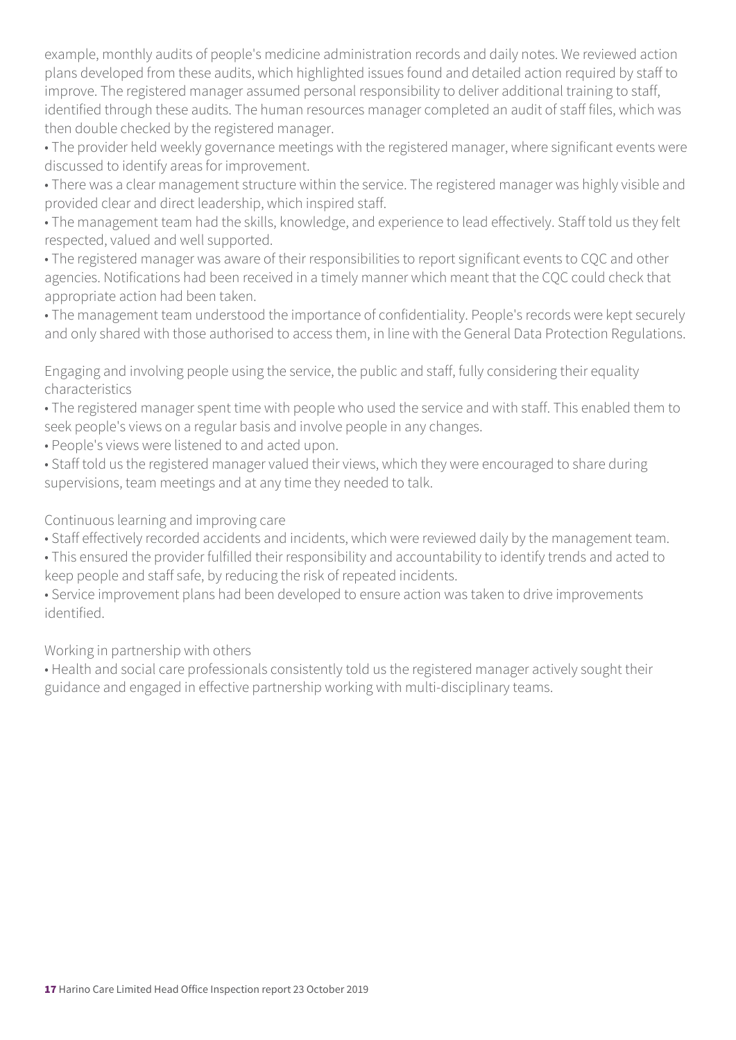example, monthly audits of people's medicine administration records and daily notes. We reviewed action plans developed from these audits, which highlighted issues found and detailed action required by staff to improve. The registered manager assumed personal responsibility to deliver additional training to staff, identified through these audits. The human resources manager completed an audit of staff files, which was then double checked by the registered manager.

- The provider held weekly governance meetings with the registered manager, where significant events were discussed to identify areas for improvement.
- There was a clear management structure within the service. The registered manager was highly visible and provided clear and direct leadership, which inspired staff.
- The management team had the skills, knowledge, and experience to lead effectively. Staff told us they felt respected, valued and well supported.
- The registered manager was aware of their responsibilities to report significant events to CQC and other agencies. Notifications had been received in a timely manner which meant that the CQC could check that appropriate action had been taken.
- The management team understood the importance of confidentiality. People's records were kept securely and only shared with those authorised to access them, in line with the General Data Protection Regulations.

Engaging and involving people using the service, the public and staff, fully considering their equality characteristics

- The registered manager spent time with people who used the service and with staff. This enabled them to seek people's views on a regular basis and involve people in any changes.
- People's views were listened to and acted upon.
- Staff told us the registered manager valued their views, which they were encouraged to share during supervisions, team meetings and at any time they needed to talk.

Continuous learning and improving care

- Staff effectively recorded accidents and incidents, which were reviewed daily by the management team.
- This ensured the provider fulfilled their responsibility and accountability to identify trends and acted to keep people and staff safe, by reducing the risk of repeated incidents.
- Service improvement plans had been developed to ensure action was taken to drive improvements identified.

Working in partnership with others

- Health and social care professionals consistently told us the registered manager actively sought their guidance and engaged in effective partnership working with multi-disciplinary teams.